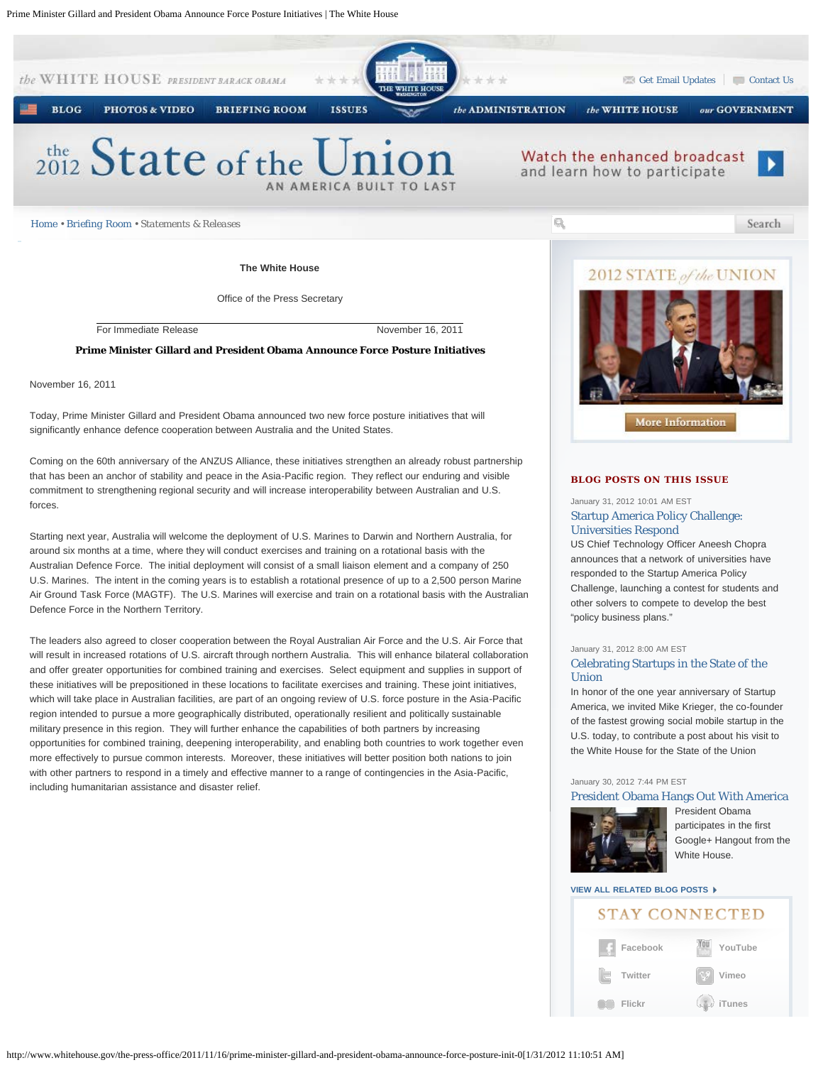Home • Briefing Room • Statements & Releases

The White House

Office of the Press Secretary

For Immediate Release November 16, 2011

**Prime Minister Gillard and President Obama Announce Force Posture Initiatives**

November 16, 2011

Today, Prime Minister Gillard and President Obama announced two new force posture initiatives that will significantly enhance defence cooperation between Australia and the United States.

Coming on the 60th anniversary of the ANZUS Alliance, these initiatives strengthen an already robust partnership that has been an anchor of stability and peace in the Asia-Pacific region. They reflect our enduring and visible commitment to strengthening regional security and will increase interoperability between Australian and U.S. forces.

Starting next year, Australia will welcome the deployment of U.S. Marines to Darwin and Northern Australia, for around six months at a time, where they will conduct exercises and training on a rotational basis with the Australian Defence Force. The initial deployment will consist of a small liaison element and a company of 250 U.S. Marines. The intent in the coming years is to establish a rotational presence of up to a 2,500 person Marine Air Ground Task Force (MAGTF). The U.S. Marines will exercise and train on a rotational basis with the Australian Defence Force in the Northern Territory.

The leaders also agreed to closer cooperation between the Royal Australian Air Force and the U.S. Air Force that will result in increased rotations of U.S. aircraft through northern Australia. This will enhance bilateral collaboration and offer greater opportunities for combined training and exercises. Select equipment and supplies in support of these initiatives will be prepositioned in these locations to facilitate exercises and training. These joint initiatives, which will take place in Australian facilities, are part of an ongoing review of U.S. force posture in the Asia-Pacific region intended to pursue a more geographically distributed, operationally resilient and politically sustainable military presence in this region. They will further enhance the capabilities of both partners by increasing opportunities for combined training, deepening interoperability, and enabling both countries to work together even more effectively to pursue common interests. Moreover, these initiatives will better position both nations to join with other partners to respond in a timely and effective manner to a range of contingencies in the Asia-Pacific, including humanitarian assistance and disaster relief.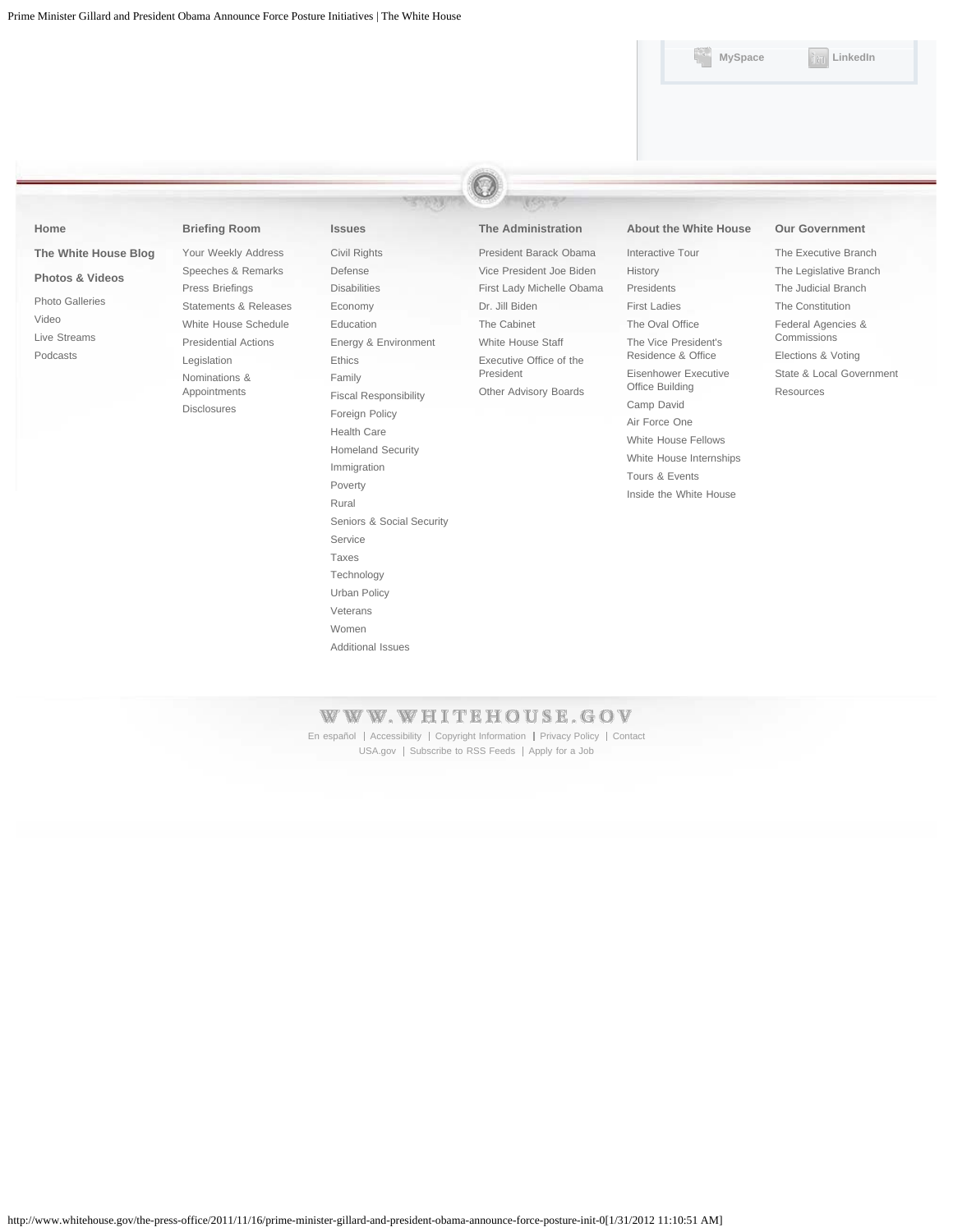MySpace LinkedIn

**Home**

**The White House Blog**

**Photos & Videos**

Photo Galleries
Video
Live Streams
Podcasts

**Briefing Room**

Your Weekly Address
Speeches & Remarks
Press Briefings
Statements & Releases
White House Schedule
Presidential Actions
Legislation
Nominations & Appointments
Disclosures

**Issues**

Civil Rights
Defense
Disabilities
Economy
Education
Energy & Environment
Ethics
Family
Fiscal Responsibility
Foreign Policy
Health Care
Homeland Security
Immigration
Poverty
Rural
Seniors & Social Security
Service
Taxes
Technology
Urban Policy
Veterans
Women
Additional Issues

**The Administration**

President Barack Obama
Vice President Joe Biden
First Lady Michelle Obama
Dr. Jill Biden
The Cabinet
White House Staff
Executive Office of the President
Other Advisory Boards

**About the White House**

Interactive Tour
History
Presidents
First Ladies
The Oval Office
The Vice President's Residence & Office
Eisenhower Executive Office Building
Camp David
Air Force One
White House Fellows
White House Internships
Tours & Events
Inside the White House

**Our Government**

The Executive Branch
The Legislative Branch
The Judicial Branch
The Constitution
Federal Agencies & Commissions
Elections & Voting
State & Local Government
Resources

WWW.WHITEHOUSE.GOV

En español | Accessibility | Copyright Information | Privacy Policy | Contact
USA.gov | Subscribe to RSS Feeds | Apply for a Job